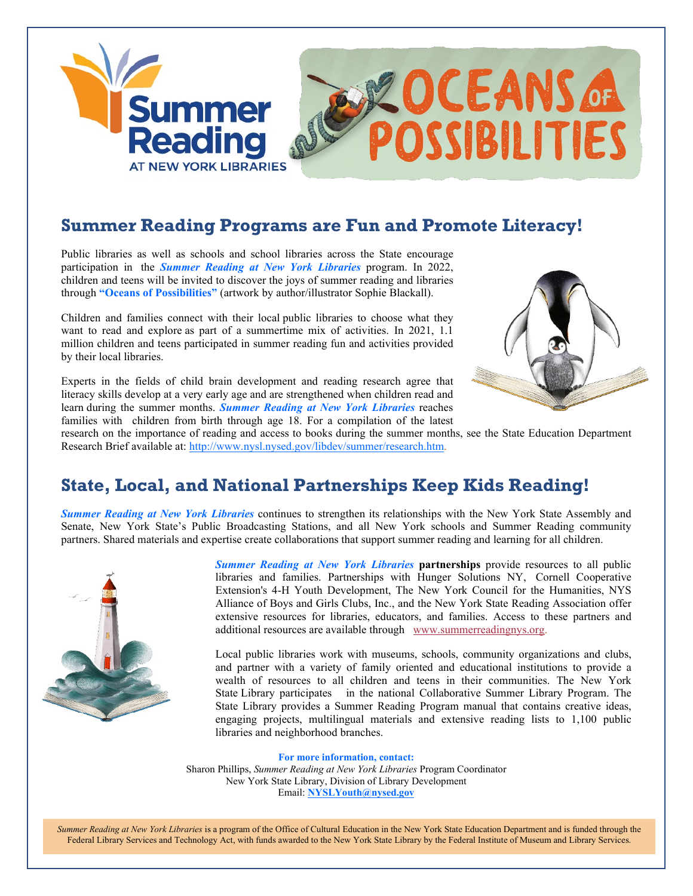Summer Reading AT NEW YORK LIBRARIES

OCEANS OF POSSIBILITIES

## Summer Reading Programs are Fun and Promote Literacy!

Public libraries as well as schools and school libraries across the State encourage participation in the ***Summer Reading at New York Libraries*** program. In 2022, children and teens will be invited to discover the joys of summer reading and libraries through **"Oceans of Possibilities"** (artwork by author/illustrator Sophie Blackall).

Children and families connect with their local public libraries to choose what they want to read and explore as part of a summertime mix of activities. In 2021, 1.1 million children and teens participated in summer reading fun and activities provided by their local libraries.

Experts in the fields of child brain development and reading research agree that literacy skills develop at a very early age and are strengthened when children read and learn during the summer months. ***Summer Reading at New York Libraries*** reaches families with children from birth through age 18. For a compilation of the latest research on the importance of reading and access to books during the summer months, see the State Education Department Research Brief available at: http://www.nysl.nysed.gov/libdev/summer/research.htm.

## State, Local, and National Partnerships Keep Kids Reading!

***Summer Reading at New York Libraries*** continues to strengthen its relationships with the New York State Assembly and Senate, New York State's Public Broadcasting Stations, and all New York schools and Summer Reading community partners. Shared materials and expertise create collaborations that support summer reading and learning for all children.

***Summer Reading at New York Libraries*** **partnerships** provide resources to all public libraries and families. Partnerships with Hunger Solutions NY, Cornell Cooperative Extension's 4-H Youth Development, The New York Council for the Humanities, NYS Alliance of Boys and Girls Clubs, Inc., and the New York State Reading Association offer extensive resources for libraries, educators, and families. Access to these partners and additional resources are available through www.summerreadingnys.org.

Local public libraries work with museums, schools, community organizations and clubs, and partner with a variety of family oriented and educational institutions to provide a wealth of resources to all children and teens in their communities. The New York State Library participates in the national Collaborative Summer Library Program. The State Library provides a Summer Reading Program manual that contains creative ideas, engaging projects, multilingual materials and extensive reading lists to 1,100 public libraries and neighborhood branches.

**For more information, contact:**
Sharon Phillips, *Summer Reading at New York Libraries* Program Coordinator
New York State Library, Division of Library Development
Email: **NYSLYouth@nysed.gov**

*Summer Reading at New York Libraries* is a program of the Office of Cultural Education in the New York State Education Department and is funded through the Federal Library Services and Technology Act, with funds awarded to the New York State Library by the Federal Institute of Museum and Library Services.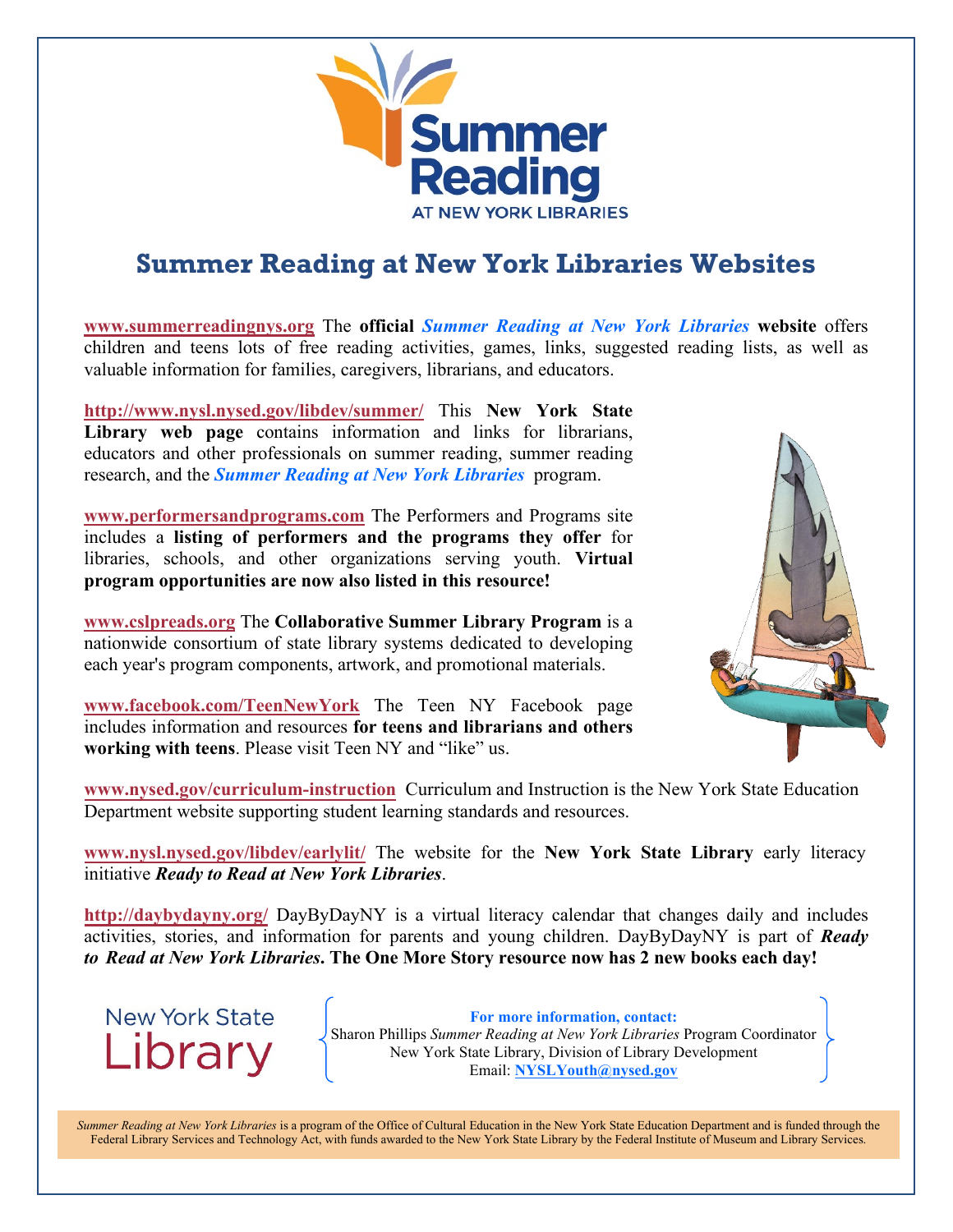# Summer Reading at New York Libraries Websites

**www.summerreadingnys.org** The **official *Summer Reading at New York Libraries* website** offers children and teens lots of free reading activities, games, links, suggested reading lists, as well as valuable information for families, caregivers, librarians, and educators.

**http://www.nysl.nysed.gov/libdev/summer/** This **New York State Library web page** contains information and links for librarians, educators and other professionals on summer reading, summer reading research, and the ***Summer Reading at New York Libraries*** program.

**www.performersandprograms.com** The Performers and Programs site includes a **listing of performers and the programs they offer** for libraries, schools, and other organizations serving youth. **Virtual program opportunities are now also listed in this resource!**

**www.cslpreads.org** The **Collaborative Summer Library Program** is a nationwide consortium of state library systems dedicated to developing each year's program components, artwork, and promotional materials.

**www.facebook.com/TeenNewYork** The Teen NY Facebook page includes information and resources **for teens and librarians and others working with teens**. Please visit Teen NY and "like" us.

**www.nysed.gov/curriculum-instruction** Curriculum and Instruction is the New York State Education Department website supporting student learning standards and resources.

**www.nysl.nysed.gov/libdev/earlylit/** The website for the **New York State Library** early literacy initiative ***Ready to Read at New York Libraries***.

**http://daybydayny.org/** DayByDayNY is a virtual literacy calendar that changes daily and includes activities, stories, and information for parents and young children. DayByDayNY is part of ***Ready to Read at New York Libraries*. The One More Story resource now has 2 new books each day!**

New York State Library

**For more information, contact:**
Sharon Phillips *Summer Reading at New York Libraries* Program Coordinator
New York State Library, Division of Library Development
Email: **NYSLYouth@nysed.gov**

*Summer Reading at New York Libraries* is a program of the Office of Cultural Education in the New York State Education Department and is funded through the Federal Library Services and Technology Act, with funds awarded to the New York State Library by the Federal Institute of Museum and Library Services.